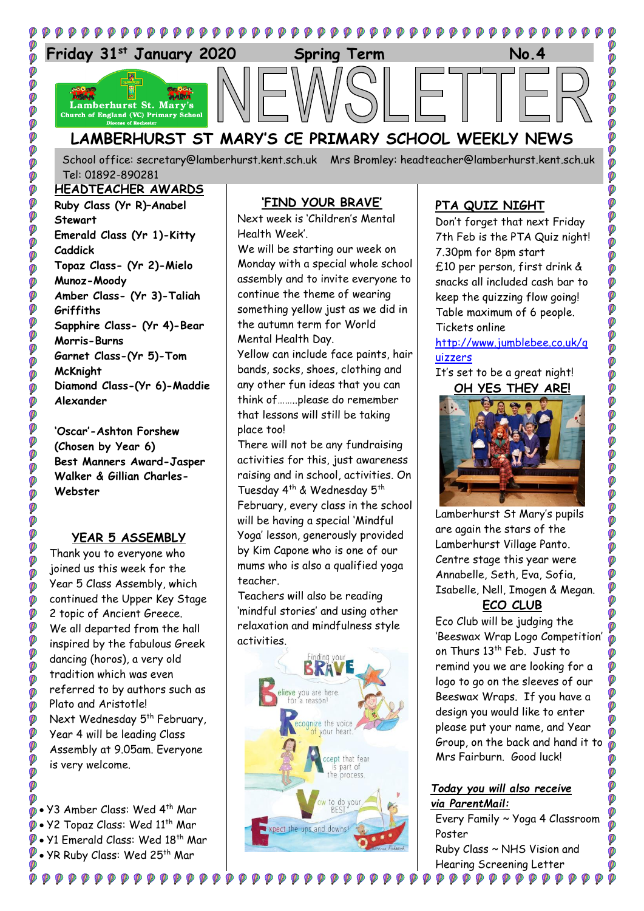**Friday 31st January 2020 Spring Term No.4**

# NEWSLETTER

## LAMBERHURST ST MARY'S CE PRIMARY SCHOOL WEEKLY NEWS

School office: secretary@lamberhurst.kent.sch.uk Mrs Bromley: headteacher@lamberhurst.kent.sch.uk Tel: 01892-890281

### HEADTEACHER AWARDS

**Ruby Class (Yr R)–Anabel Stewart**
**Emerald Class (Yr 1)-Kitty Caddick**
**Topaz Class- (Yr 2)-Mielo Munoz-Moody**
**Amber Class- (Yr 3)-Taliah Griffiths**
**Sapphire Class- (Yr 4)-Bear Morris-Burns**
**Garnet Class-(Yr 5)-Tom McKnight**
**Diamond Class-(Yr 6)-Maddie Alexander**

**'Oscar'-Ashton Forshew (Chosen by Year 6)**
**Best Manners Award-Jasper Walker & Gillian Charles-Webster**

### YEAR 5 ASSEMBLY

Thank you to everyone who joined us this week for the Year 5 Class Assembly, which continued the Upper Key Stage 2 topic of Ancient Greece. We all departed from the hall inspired by the fabulous Greek dancing (horos), a very old tradition which was even referred to by authors such as Plato and Aristotle!

Next Wednesday 5th February, Year 4 will be leading Class Assembly at 9.05am. Everyone is very welcome.

- Y3 Amber Class: Wed 4th Mar
- Y2 Topaz Class: Wed 11th Mar
- Y1 Emerald Class: Wed 18th Mar
- YR Ruby Class: Wed 25th Mar

### 'FIND YOUR BRAVE'

Next week is 'Children's Mental Health Week'.

We will be starting our week on Monday with a special whole school assembly and to invite everyone to continue the theme of wearing something yellow just as we did in the autumn term for World Mental Health Day.

Yellow can include face paints, hair bands, socks, shoes, clothing and any other fun ideas that you can think of……..please do remember that lessons will still be taking place too!

There will not be any fundraising activities for this, just awareness raising and in school, activities. On Tuesday 4th & Wednesday 5th February, every class in the school will be having a special 'Mindful Yoga' lesson, generously provided by Kim Capone who is one of our mums who is also a qualified yoga teacher.

Teachers will also be reading 'mindful stories' and using other relaxation and mindfulness style activities.

Finding your BRAVE
Believe you are here for a reason!
Recognize the voice of your heart.
Accept that fear is part of the process.
Vow to do your BEST.
Expect the ups and downs!

### PTA QUIZ NIGHT

Don't forget that next Friday 7th Feb is the PTA Quiz night! 7.30pm for 8pm start £10 per person, first drink & snacks all included cash bar to keep the quizzing flow going! Table maximum of 6 people. Tickets online http://www.jumblebee.co.uk/quizzers

It's set to be a great night!

### OH YES THEY ARE!

Lamberhurst St Mary's pupils are again the stars of the Lamberhurst Village Panto. Centre stage this year were Annabelle, Seth, Eva, Sofia, Isabelle, Nell, Imogen & Megan.

### ECO CLUB

Eco Club will be judging the 'Beeswax Wrap Logo Competition' on Thurs 13th Feb. Just to remind you we are looking for a logo to go on the sleeves of our Beeswax Wraps. If you have a design you would like to enter please put your name, and Year Group, on the back and hand it to Mrs Fairburn. Good luck!

***Today you will also receive via ParentMail:***

Every Family ~ Yoga 4 Classroom Poster
Ruby Class ~ NHS Vision and Hearing Screening Letter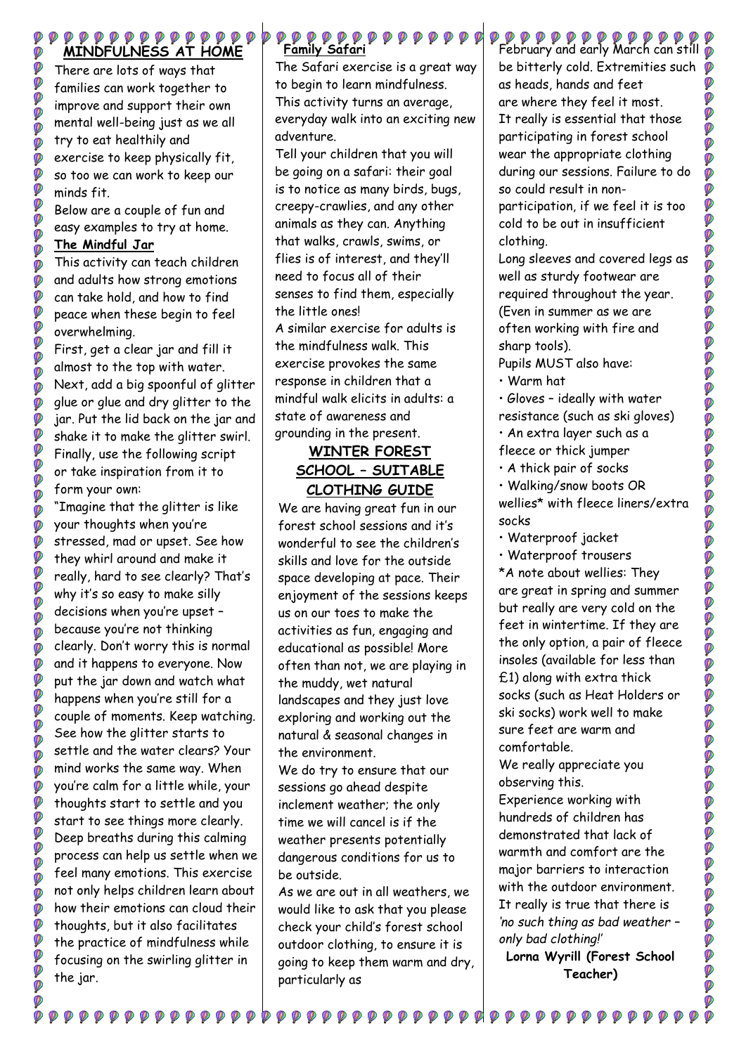## MINDFULNESS AT HOME

There are lots of ways that families can work together to improve and support their own mental well-being just as we all try to eat healthily and exercise to keep physically fit, so too we can work to keep our minds fit.

Below are a couple of fun and easy examples to try at home.

**The Mindful Jar**

This activity can teach children and adults how strong emotions can take hold, and how to find peace when these begin to feel overwhelming.

First, get a clear jar and fill it almost to the top with water. Next, add a big spoonful of glitter glue or glue and dry glitter to the jar. Put the lid back on the jar and shake it to make the glitter swirl. Finally, use the following script or take inspiration from it to form your own:

"Imagine that the glitter is like your thoughts when you're stressed, mad or upset. See how they whirl around and make it really, hard to see clearly? That's why it's so easy to make silly decisions when you're upset – because you're not thinking clearly. Don't worry this is normal and it happens to everyone. Now put the jar down and watch what happens when you're still for a couple of moments. Keep watching. See how the glitter starts to settle and the water clears? Your mind works the same way. When you're calm for a little while, your thoughts start to settle and you start to see things more clearly. Deep breaths during this calming process can help us settle when we feel many emotions. This exercise not only helps children learn about how their emotions can cloud their thoughts, but it also facilitates the practice of mindfulness while focusing on the swirling glitter in the jar.

**Family Safari**

The Safari exercise is a great way to begin to learn mindfulness. This activity turns an average, everyday walk into an exciting new adventure.

Tell your children that you will be going on a safari: their goal is to notice as many birds, bugs, creepy-crawlies, and any other animals as they can. Anything that walks, crawls, swims, or flies is of interest, and they'll need to focus all of their senses to find them, especially the little ones!

A similar exercise for adults is the mindfulness walk. This exercise provokes the same response in children that a mindful walk elicits in adults: a state of awareness and grounding in the present.

## WINTER FOREST SCHOOL – SUITABLE CLOTHING GUIDE

We are having great fun in our forest school sessions and it's wonderful to see the children's skills and love for the outside space developing at pace. Their enjoyment of the sessions keeps us on our toes to make the activities as fun, engaging and educational as possible! More often than not, we are playing in the muddy, wet natural landscapes and they just love exploring and working out the natural & seasonal changes in the environment.

We do try to ensure that our sessions go ahead despite inclement weather; the only time we will cancel is if the weather presents potentially dangerous conditions for us to be outside.

As we are out in all weathers, we would like to ask that you please check your child's forest school outdoor clothing, to ensure it is going to keep them warm and dry, particularly as February and early March can still be bitterly cold. Extremities such as heads, hands and feet are where they feel it most. It really is essential that those participating in forest school wear the appropriate clothing during our sessions. Failure to do so could result in non-participation, if we feel it is too cold to be out in insufficient clothing.

Long sleeves and covered legs as well as sturdy footwear are required throughout the year. (Even in summer as we are often working with fire and sharp tools).

Pupils MUST also have:

- Warm hat
- Gloves – ideally with water resistance (such as ski gloves)
- An extra layer such as a fleece or thick jumper
- A thick pair of socks
- Walking/snow boots OR wellies* with fleece liners/extra socks
- Waterproof jacket
- Waterproof trousers

*A note about wellies: They are great in spring and summer but really are very cold on the feet in wintertime. If they are the only option, a pair of fleece insoles (available for less than £1) along with extra thick socks (such as Heat Holders or ski socks) work well to make sure feet are warm and comfortable.

We really appreciate you observing this.

Experience working with hundreds of children has demonstrated that lack of warmth and comfort are the major barriers to interaction with the outdoor environment. It really is true that there is *'no such thing as bad weather – only bad clothing!'*

**Lorna Wyrill (Forest School Teacher)**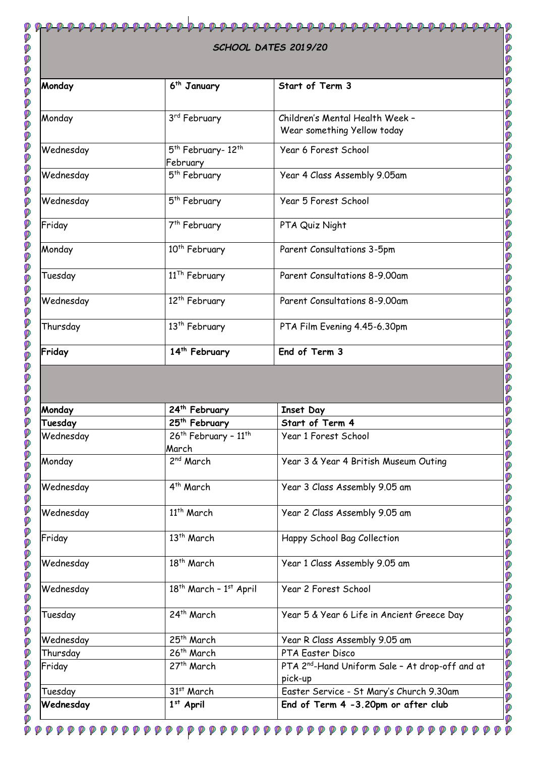# *SCHOOL DATES 2019/20*

| | | |
|---|---|---|
| **Monday** | **6th January** | **Start of Term 3** |
| Monday | 3rd February | Children's Mental Health Week – Wear something Yellow today |
| Wednesday | 5th February- 12th February | Year 6 Forest School |
| Wednesday | 5th February | Year 4 Class Assembly 9.05am |
| Wednesday | 5th February | Year 5 Forest School |
| Friday | 7th February | PTA Quiz Night |
| Monday | 10th February | Parent Consultations 3-5pm |
| Tuesday | 11Th February | Parent Consultations 8-9.00am |
| Wednesday | 12th February | Parent Consultations 8-9.00am |
| Thursday | 13th February | PTA Film Evening 4.45-6.30pm |
| **Friday** | **14th February** | **End of Term 3** |
| | | |
| **Monday** | **24th February** | **Inset Day** |
| **Tuesday** | **25th February** | **Start of Term 4** |
| Wednesday | 26th February – 11th March | Year 1 Forest School |
| Monday | 2nd March | Year 3 & Year 4 British Museum Outing |
| Wednesday | 4th March | Year 3 Class Assembly 9.05 am |
| Wednesday | 11th March | Year 2 Class Assembly 9.05 am |
| Friday | 13th March | Happy School Bag Collection |
| Wednesday | 18th March | Year 1 Class Assembly 9.05 am |
| Wednesday | 18th March – 1st April | Year 2 Forest School |
| Tuesday | 24th March | Year 5 & Year 6 Life in Ancient Greece Day |
| Wednesday | 25th March | Year R Class Assembly 9.05 am |
| Thursday | 26th March | PTA Easter Disco |
| Friday | 27th March | PTA 2nd-Hand Uniform Sale – At drop-off and at pick-up |
| Tuesday | 31st March | Easter Service - St Mary's Church 9.30am |
| **Wednesday** | **1st April** | **End of Term 4 -3.20pm or after club** |